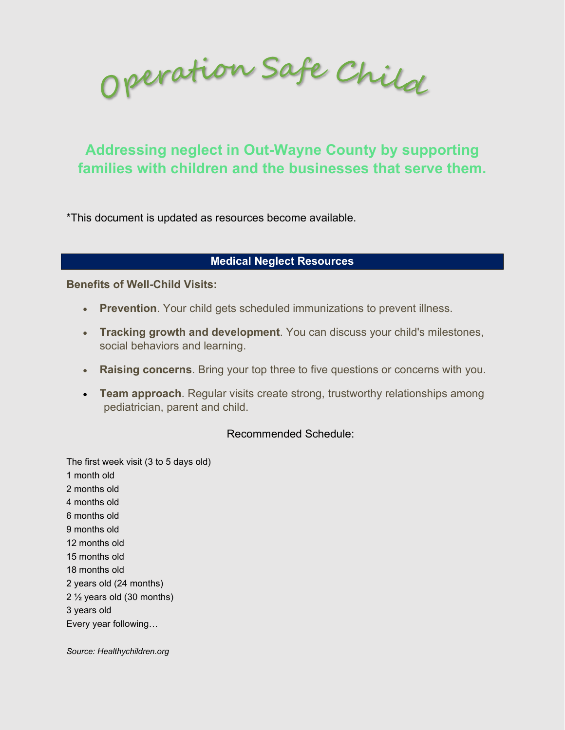# Operation Safe Child

## Addressing neglect in Out-Wayne County by supporting families with children and the businesses that serve them.

*This document is updated as resources become available.

## Medical Neglect Resources

### Benefits of Well-Child Visits:

- **Prevention**. Your child gets scheduled immunizations to prevent illness.
- **Tracking growth and development**. You can discuss your child's milestones, social behaviors and learning.
- **Raising concerns**. Bring your top three to five questions or concerns with you.
- **Team approach**. Regular visits create strong, trustworthy relationships among pediatrician, parent and child.

Recommended Schedule:

The first week visit (3 to 5 days old)
1 month old
2 months old
4 months old
6 months old
9 months old
12 months old
15 months old
18 months old
2 years old (24 months)
2 ½ years old (30 months)
3 years old
Every year following…

*Source: Healthychildren.org*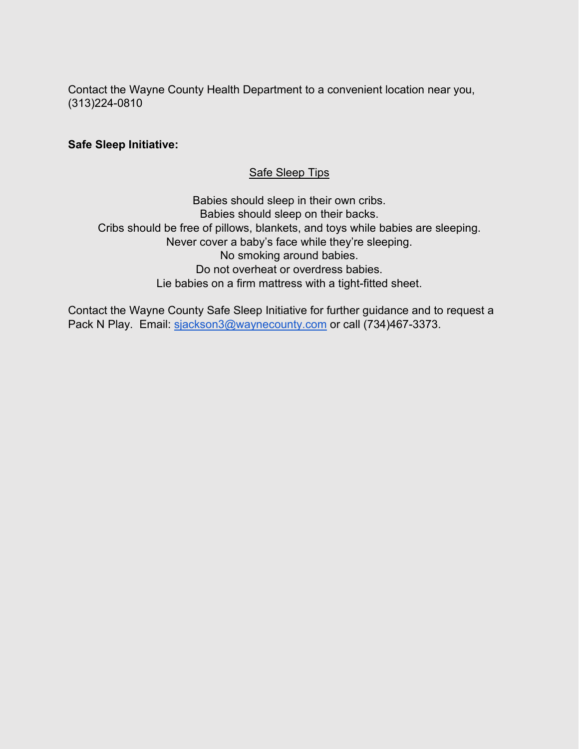Contact the Wayne County Health Department to a convenient location near you, (313)224-0810

**Safe Sleep Initiative:**

Safe Sleep Tips

Babies should sleep in their own cribs.
Babies should sleep on their backs.
Cribs should be free of pillows, blankets, and toys while babies are sleeping.
Never cover a baby's face while they're sleeping.
No smoking around babies.
Do not overheat or overdress babies.
Lie babies on a firm mattress with a tight-fitted sheet.

Contact the Wayne County Safe Sleep Initiative for further guidance and to request a Pack N Play. Email: sjackson3@waynecounty.com or call (734)467-3373.